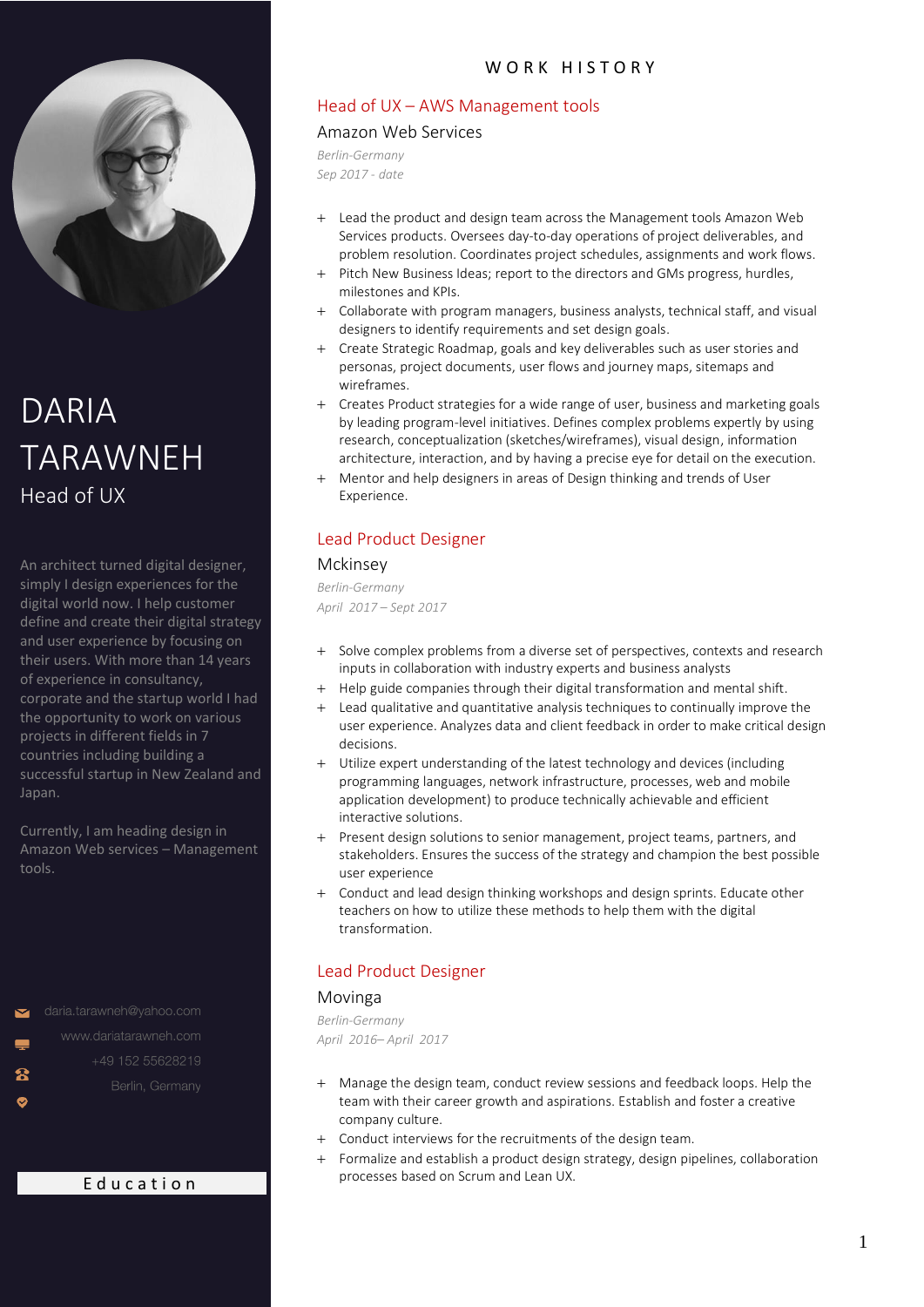# DARIA TARAWNEH

Head of UX

An architect turned digital designer, simply I design experiences for the digital world now. I help customer define and create their digital strategy and user experience by focusing on their users. With more than 14 years of experience in consultancy, corporate and the startup world I had the opportunity to work on various projects in different fields in 7 countries including building a successful startup in New Zealand and Japan.

Currently, I am heading design in Amazon Web services – Management tools.

daria.tarawneh@yahoo.com
www.dariatarawneh.com
+49 152 55628219
Berlin, Germany

## Education

## WORK HISTORY

### Head of UX – AWS Management tools

Amazon Web Services

*Berlin-Germany*
*Sep 2017 - date*

+ Lead the product and design team across the Management tools Amazon Web Services products. Oversees day-to-day operations of project deliverables, and problem resolution. Coordinates project schedules, assignments and work flows.
+ Pitch New Business Ideas; report to the directors and GMs progress, hurdles, milestones and KPIs.
+ Collaborate with program managers, business analysts, technical staff, and visual designers to identify requirements and set design goals.
+ Create Strategic Roadmap, goals and key deliverables such as user stories and personas, project documents, user flows and journey maps, sitemaps and wireframes.
+ Creates Product strategies for a wide range of user, business and marketing goals by leading program-level initiatives. Defines complex problems expertly by using research, conceptualization (sketches/wireframes), visual design, information architecture, interaction, and by having a precise eye for detail on the execution.
+ Mentor and help designers in areas of Design thinking and trends of User Experience.

### Lead Product Designer

Mckinsey

*Berlin-Germany*
*April 2017 – Sept 2017*

+ Solve complex problems from a diverse set of perspectives, contexts and research inputs in collaboration with industry experts and business analysts
+ Help guide companies through their digital transformation and mental shift.
+ Lead qualitative and quantitative analysis techniques to continually improve the user experience. Analyzes data and client feedback in order to make critical design decisions.
+ Utilize expert understanding of the latest technology and devices (including programming languages, network infrastructure, processes, web and mobile application development) to produce technically achievable and efficient interactive solutions.
+ Present design solutions to senior management, project teams, partners, and stakeholders. Ensures the success of the strategy and champion the best possible user experience
+ Conduct and lead design thinking workshops and design sprints. Educate other teachers on how to utilize these methods to help them with the digital transformation.

### Lead Product Designer

Movinga

*Berlin-Germany*
*April 2016– April 2017*

+ Manage the design team, conduct review sessions and feedback loops. Help the team with their career growth and aspirations. Establish and foster a creative company culture.
+ Conduct interviews for the recruitments of the design team.
+ Formalize and establish a product design strategy, design pipelines, collaboration processes based on Scrum and Lean UX.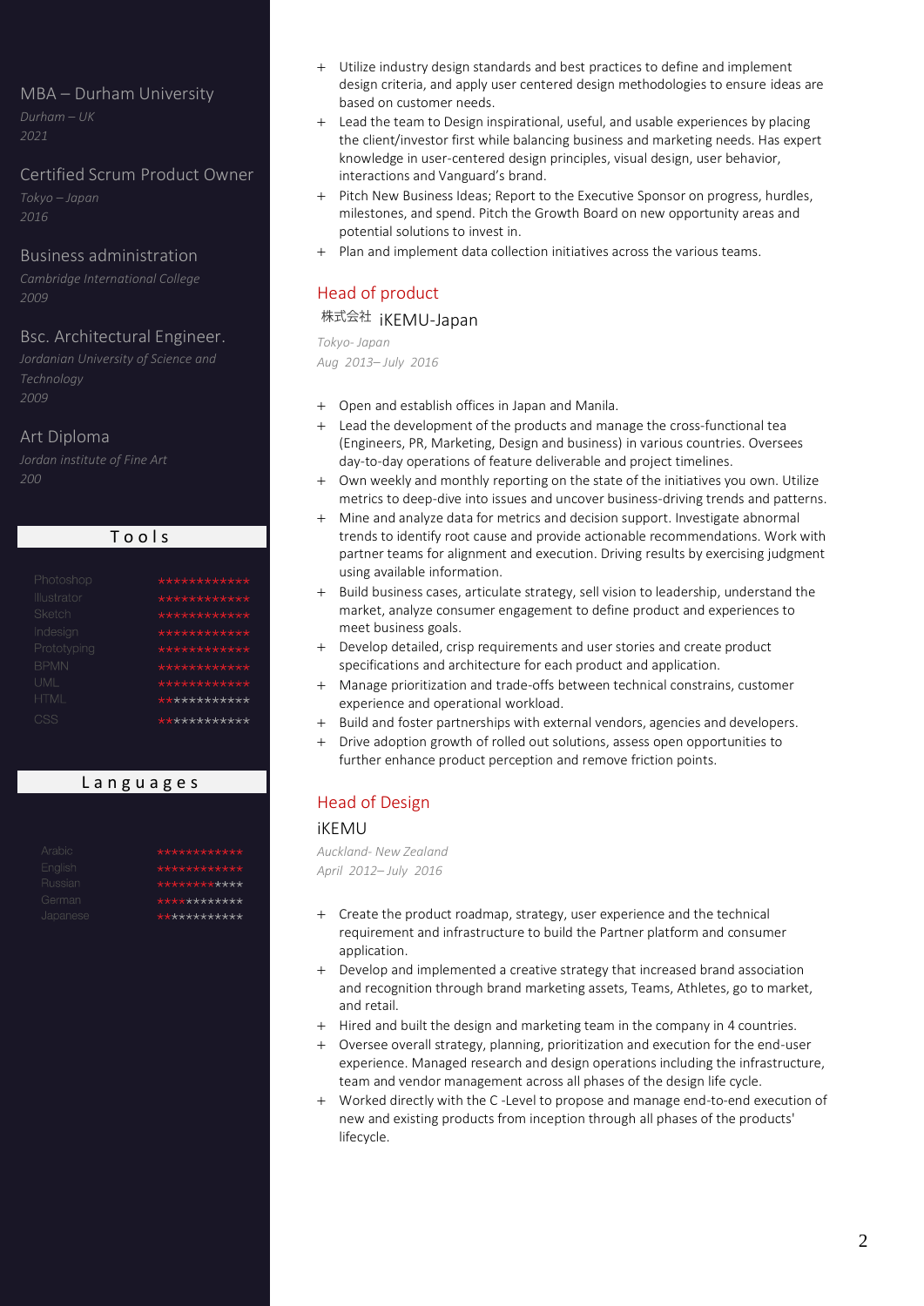MBA – Durham University

*Durham – UK*
*2021*

Certified Scrum Product Owner

*Tokyo – Japan*
*2016*

Business administration

*Cambridge International College*
*2009*

Bsc. Architectural Engineer.

*Jordanian University of Science and Technology*
*2009*

Art Diploma

*Jordan institute of Fine Art*
*200*

## Tools

| Tool | Rating |
|---|---|
| Photoshop | ************ |
| Illustrator | ************ |
| Sketch | ************ |
| Indesign | ************ |
| Prototyping | ************ |
| BPMN | ************ |
| UML | ************ |
| HTML | ************ |
| CSS | ************ |

## Languages

| Language | Rating |
|---|---|
| Arabic | ************ |
| English | ************ |
| Russian | ************ |
| German | ************ |
| Japanese | ************ |

+ Utilize industry design standards and best practices to define and implement design criteria, and apply user centered design methodologies to ensure ideas are based on customer needs.
+ Lead the team to Design inspirational, useful, and usable experiences by placing the client/investor first while balancing business and marketing needs. Has expert knowledge in user-centered design principles, visual design, user behavior, interactions and Vanguard's brand.
+ Pitch New Business Ideas; Report to the Executive Sponsor on progress, hurdles, milestones, and spend. Pitch the Growth Board on new opportunity areas and potential solutions to invest in.
+ Plan and implement data collection initiatives across the various teams.

## Head of product

### 株式会社 iKEMU-Japan

*Tokyo- Japan*
*Aug 2013– July 2016*

+ Open and establish offices in Japan and Manila.
+ Lead the development of the products and manage the cross-functional tea (Engineers, PR, Marketing, Design and business) in various countries. Oversees day-to-day operations of feature deliverable and project timelines.
+ Own weekly and monthly reporting on the state of the initiatives you own. Utilize metrics to deep-dive into issues and uncover business-driving trends and patterns.
+ Mine and analyze data for metrics and decision support. Investigate abnormal trends to identify root cause and provide actionable recommendations. Work with partner teams for alignment and execution. Driving results by exercising judgment using available information.
+ Build business cases, articulate strategy, sell vision to leadership, understand the market, analyze consumer engagement to define product and experiences to meet business goals.
+ Develop detailed, crisp requirements and user stories and create product specifications and architecture for each product and application.
+ Manage prioritization and trade-offs between technical constrains, customer experience and operational workload.
+ Build and foster partnerships with external vendors, agencies and developers.
+ Drive adoption growth of rolled out solutions, assess open opportunities to further enhance product perception and remove friction points.

## Head of Design

### iKEMU

*Auckland- New Zealand*
*April 2012– July 2016*

+ Create the product roadmap, strategy, user experience and the technical requirement and infrastructure to build the Partner platform and consumer application.
+ Develop and implemented a creative strategy that increased brand association and recognition through brand marketing assets, Teams, Athletes, go to market, and retail.
+ Hired and built the design and marketing team in the company in 4 countries.
+ Oversee overall strategy, planning, prioritization and execution for the end-user experience. Managed research and design operations including the infrastructure, team and vendor management across all phases of the design life cycle.
+ Worked directly with the C -Level to propose and manage end-to-end execution of new and existing products from inception through all phases of the products' lifecycle.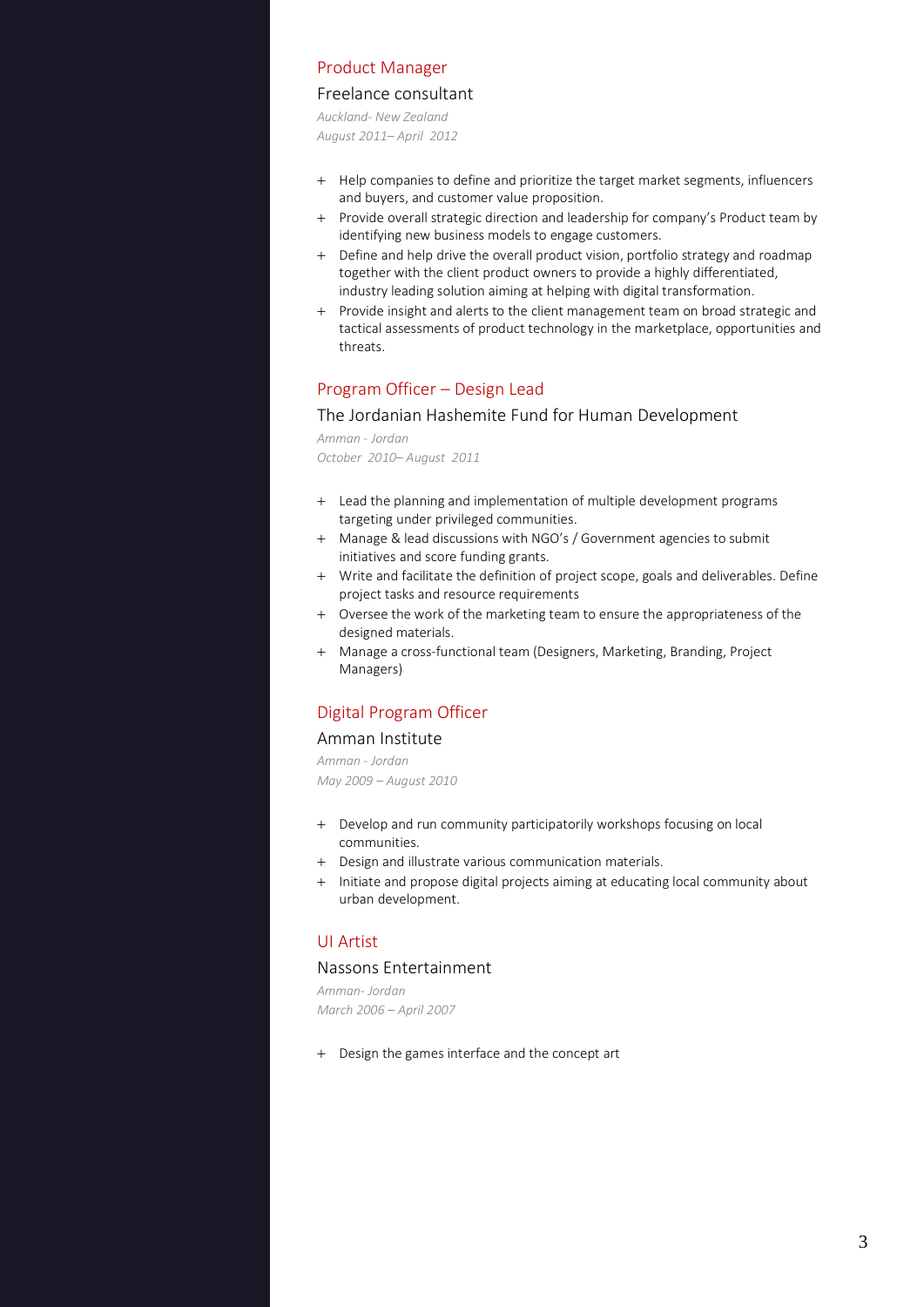## Product Manager

### Freelance consultant

*Auckland- New Zealand*
*August 2011– April 2012*

+ Help companies to define and prioritize the target market segments, influencers and buyers, and customer value proposition.
+ Provide overall strategic direction and leadership for company's Product team by identifying new business models to engage customers.
+ Define and help drive the overall product vision, portfolio strategy and roadmap together with the client product owners to provide a highly differentiated, industry leading solution aiming at helping with digital transformation.
+ Provide insight and alerts to the client management team on broad strategic and tactical assessments of product technology in the marketplace, opportunities and threats.

## Program Officer – Design Lead

### The Jordanian Hashemite Fund for Human Development

*Amman - Jordan*
*October 2010– August 2011*

+ Lead the planning and implementation of multiple development programs targeting under privileged communities.
+ Manage & lead discussions with NGO's / Government agencies to submit initiatives and score funding grants.
+ Write and facilitate the definition of project scope, goals and deliverables. Define project tasks and resource requirements
+ Oversee the work of the marketing team to ensure the appropriateness of the designed materials.
+ Manage a cross-functional team (Designers, Marketing, Branding, Project Managers)

## Digital Program Officer

### Amman Institute

*Amman - Jordan*
*May 2009 – August 2010*

+ Develop and run community participatorily workshops focusing on local communities.
+ Design and illustrate various communication materials.
+ Initiate and propose digital projects aiming at educating local community about urban development.

## UI Artist

### Nassons Entertainment

*Amman- Jordan*
*March 2006 – April 2007*

+ Design the games interface and the concept art